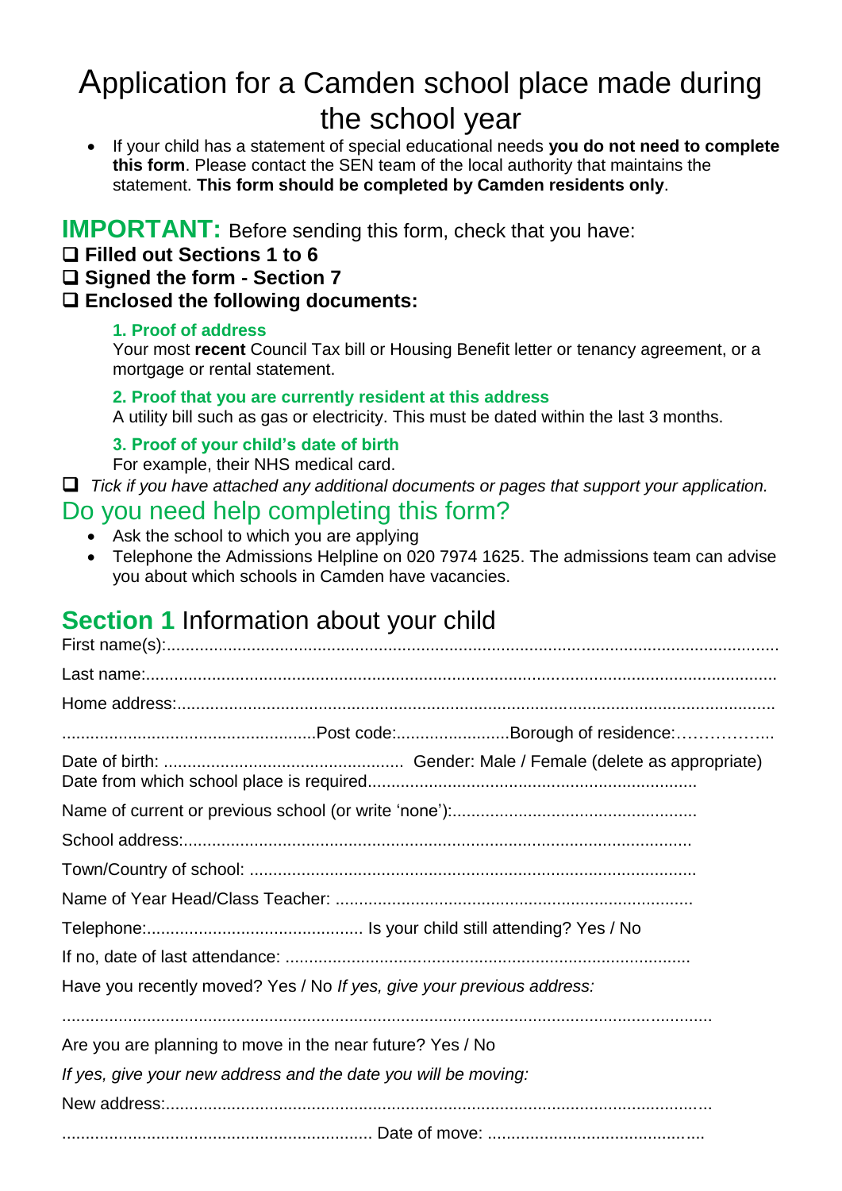# Application for a Camden school place made during the school year

- If your child has a statement of special educational needs **you do not need to complete this form**. Please contact the SEN team of the local authority that maintains the statement. **This form should be completed by Camden residents only**.

## IMPORTANT: Before sending this form, check that you have:

- ❑ **Filled out Sections 1 to 6**
- ❑ **Signed the form - Section 7**
- ❑ **Enclosed the following documents:**

**1. Proof of address**
Your most **recent** Council Tax bill or Housing Benefit letter or tenancy agreement, or a mortgage or rental statement.

**2. Proof that you are currently resident at this address**
A utility bill such as gas or electricity. This must be dated within the last 3 months.

**3. Proof of your child's date of birth**
For example, their NHS medical card.

❑ *Tick if you have attached any additional documents or pages that support your application.*

## Do you need help completing this form?

- Ask the school to which you are applying
- Telephone the Admissions Helpline on 020 7974 1625. The admissions team can advise you about which schools in Camden have vacancies.

## Section 1 Information about your child

First name(s):.......................................................................................................................................

Last name:............................................................................................................................................

Home address:......................................................................................................................................

.....................................................Post code:.......................Borough of residence:……………...

Date of birth: .................................................. Gender: Male / Female (delete as appropriate)
Date from which school place is required.....................................................................

Name of current or previous school (or write 'none'):...................................................

School address:...........................................................................................................

Town/Country of school: ..............................................................................................

Name of Year Head/Class Teacher: ...........................................................................

Telephone:............................................. Is your child still attending? Yes / No

If no, date of last attendance: .....................................................................................

Have you recently moved? Yes / No *If yes, give your previous address:*

.........................................................................................................................................

Are you are planning to move in the near future? Yes / No

*If yes, give your new address and the date you will be moving:*

New address:.................................................................................................................

................................................................. Date of move: .............................................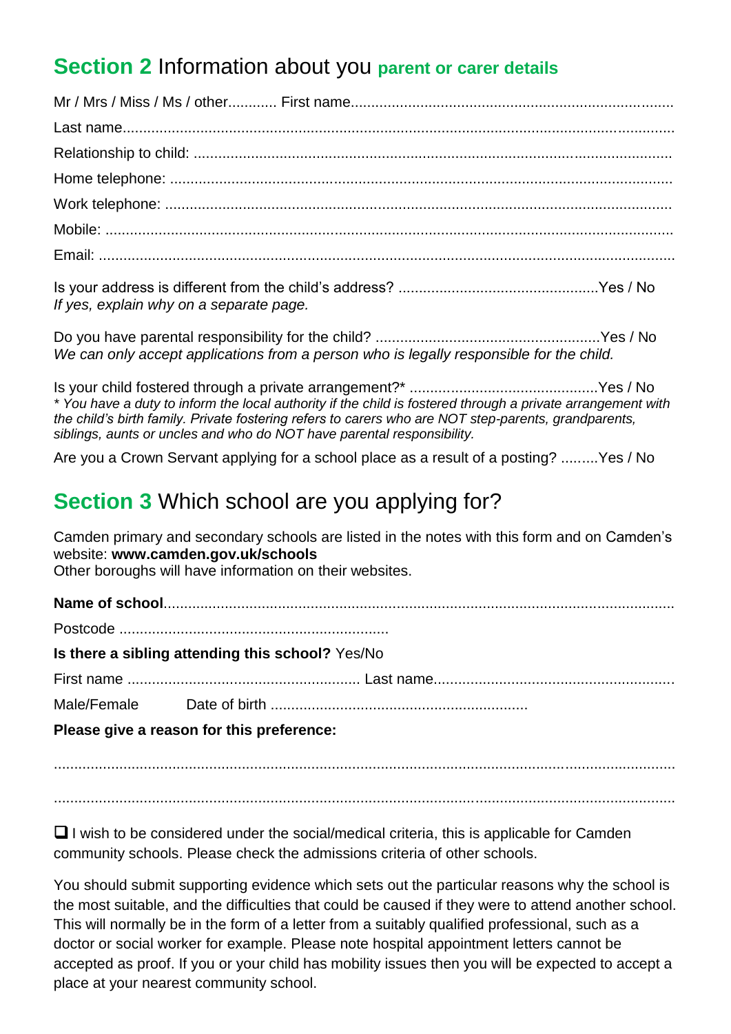## **Section 2** Information about you **parent or carer details**

Mr / Mrs / Miss / Ms / other............ First name...............................................................................

Last name.......................................................................................................................

Relationship to child: .....................................................................................................

Home telephone: ...........................................................................................................

Work telephone: ............................................................................................................

Mobile: ..........................................................................................................................

Email: ............................................................................................................................

Is your address is different from the child's address? ..................................................Yes / No
*If yes, explain why on a separate page.*

Do you have parental responsibility for the child? ........................................................Yes / No
*We can only accept applications from a person who is legally responsible for the child.*

Is your child fostered through a private arrangement?* ..............................................Yes / No
*\* You have a duty to inform the local authority if the child is fostered through a private arrangement with the child's birth family. Private fostering refers to carers who are NOT step-parents, grandparents, siblings, aunts or uncles and who do NOT have parental responsibility.*

Are you a Crown Servant applying for a school place as a result of a posting? .........Yes / No

## **Section 3** Which school are you applying for?

Camden primary and secondary schools are listed in the notes with this form and on Camden's website: **www.camden.gov.uk/schools**
Other boroughs will have information on their websites.

**Name of school**............................................................................................................

Postcode .................................................................

**Is there a sibling attending this school?** Yes/No

First name ........................................................ Last name..........................................................

Male/Female        Date of birth ..............................................................

**Please give a reason for this preference:**

.........................................................................................................................................

.........................................................................................................................................

☐ I wish to be considered under the social/medical criteria, this is applicable for Camden community schools. Please check the admissions criteria of other schools.

You should submit supporting evidence which sets out the particular reasons why the school is the most suitable, and the difficulties that could be caused if they were to attend another school. This will normally be in the form of a letter from a suitably qualified professional, such as a doctor or social worker for example. Please note hospital appointment letters cannot be accepted as proof. If you or your child has mobility issues then you will be expected to accept a place at your nearest community school.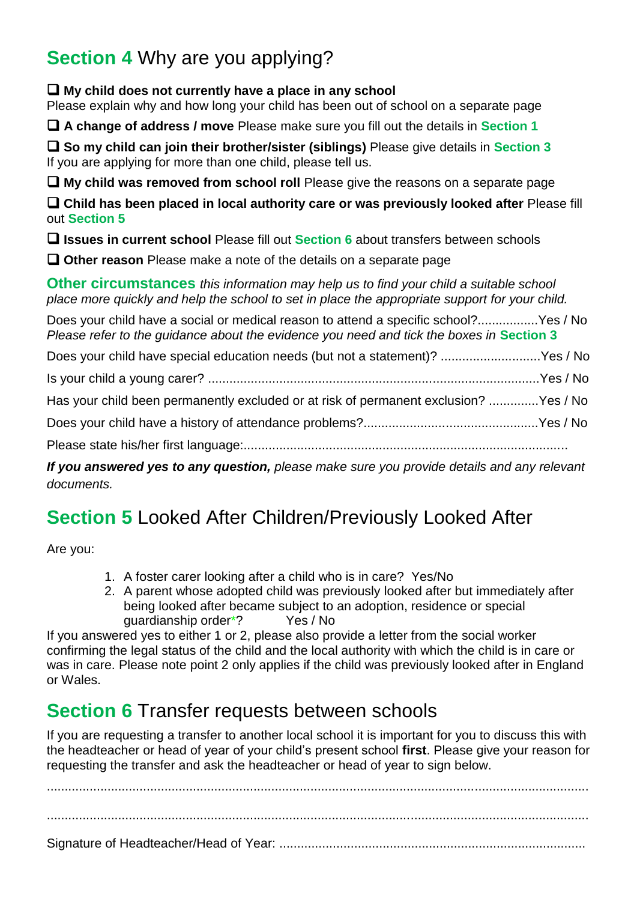## Section 4 Why are you applying?

- ❑ **My child does not currently have a place in any school** 
Please explain why and how long your child has been out of school on a separate page
- ❑ **A change of address / move** Please make sure you fill out the details in Section 1
- ❑ **So my child can join their brother/sister (siblings)** Please give details in Section 3 
If you are applying for more than one child, please tell us.
- ❑ **My child was removed from school roll** Please give the reasons on a separate page
- ❑ **Child has been placed in local authority care or was previously looked after** Please fill out Section 5
- ❑ **Issues in current school** Please fill out Section 6 about transfers between schools
- ❑ **Other reason** Please make a note of the details on a separate page

**Other circumstances** *this information may help us to find your child a suitable school place more quickly and help the school to set in place the appropriate support for your child.*

Does your child have a social or medical reason to attend a specific school?.................Yes / No 
*Please refer to the guidance about the evidence you need and tick the boxes in* Section 3

Does your child have special education needs (but not a statement)? ............................Yes / No

Is your child a young carer? ............................................................................................Yes / No

Has your child been permanently excluded or at risk of permanent exclusion? .............Yes / No

Does your child have a history of attendance problems?.................................................Yes / No

Please state his/her first language:.........................................................................................

***If you answered yes to any question,*** *please make sure you provide details and any relevant documents.*

## Section 5 Looked After Children/Previously Looked After

Are you:

1. A foster carer looking after a child who is in care? Yes/No
2. A parent whose adopted child was previously looked after but immediately after being looked after became subject to an adoption, residence or special guardianship order*? Yes / No

If you answered yes to either 1 or 2, please also provide a letter from the social worker confirming the legal status of the child and the local authority with which the child is in care or was in care. Please note point 2 only applies if the child was previously looked after in England or Wales.

## Section 6 Transfer requests between schools

If you are requesting a transfer to another local school it is important for you to discuss this with the headteacher or head of year of your child's present school **first**. Please give your reason for requesting the transfer and ask the headteacher or head of year to sign below.

.......................................................................................................................................................

.......................................................................................................................................................

Signature of Headteacher/Head of Year: .....................................................................................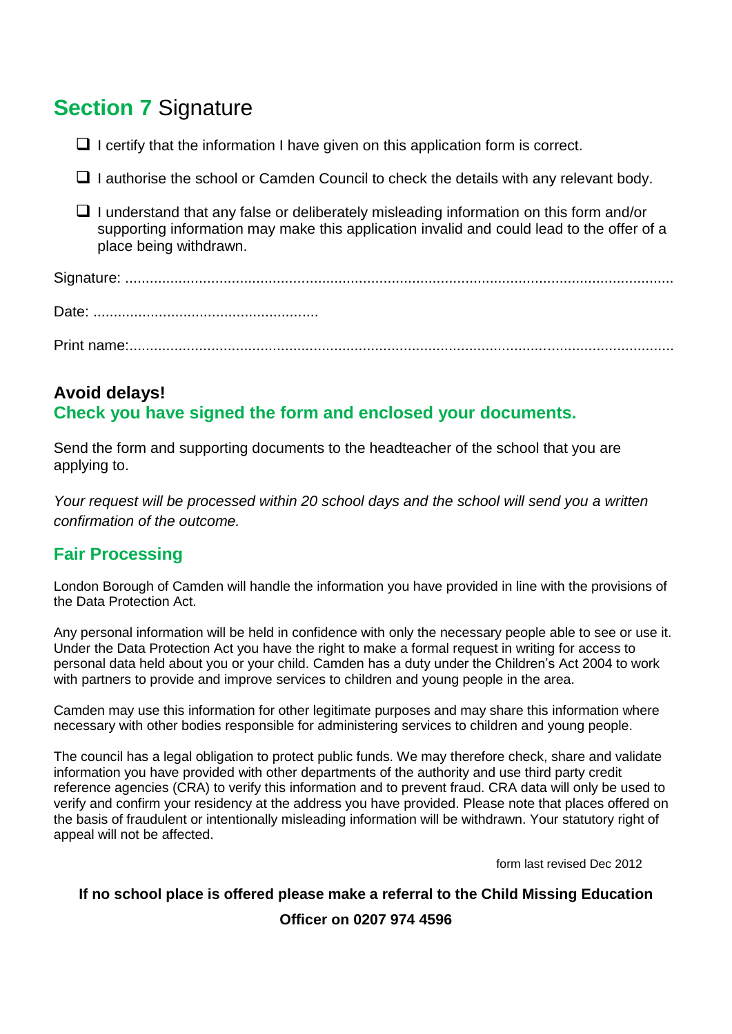## **Section 7** Signature

- ☐ I certify that the information I have given on this application form is correct.
- ☐ I authorise the school or Camden Council to check the details with any relevant body.
- ☐ I understand that any false or deliberately misleading information on this form and/or supporting information may make this application invalid and could lead to the offer of a place being withdrawn.

Signature: ......................................................................................................................................

Date: ......................................................

Print name:....................................................................................................................................

**Avoid delays!**

**Check you have signed the form and enclosed your documents.**

Send the form and supporting documents to the headteacher of the school that you are applying to.

*Your request will be processed within 20 school days and the school will send you a written confirmation of the outcome.*

### **Fair Processing**

London Borough of Camden will handle the information you have provided in line with the provisions of the Data Protection Act.

Any personal information will be held in confidence with only the necessary people able to see or use it. Under the Data Protection Act you have the right to make a formal request in writing for access to personal data held about you or your child. Camden has a duty under the Children's Act 2004 to work with partners to provide and improve services to children and young people in the area.

Camden may use this information for other legitimate purposes and may share this information where necessary with other bodies responsible for administering services to children and young people.

The council has a legal obligation to protect public funds. We may therefore check, share and validate information you have provided with other departments of the authority and use third party credit reference agencies (CRA) to verify this information and to prevent fraud. CRA data will only be used to verify and confirm your residency at the address you have provided. Please note that places offered on the basis of fraudulent or intentionally misleading information will be withdrawn. Your statutory right of appeal will not be affected.

form last revised Dec 2012

**If no school place is offered please make a referral to the Child Missing Education Officer on 0207 974 4596**